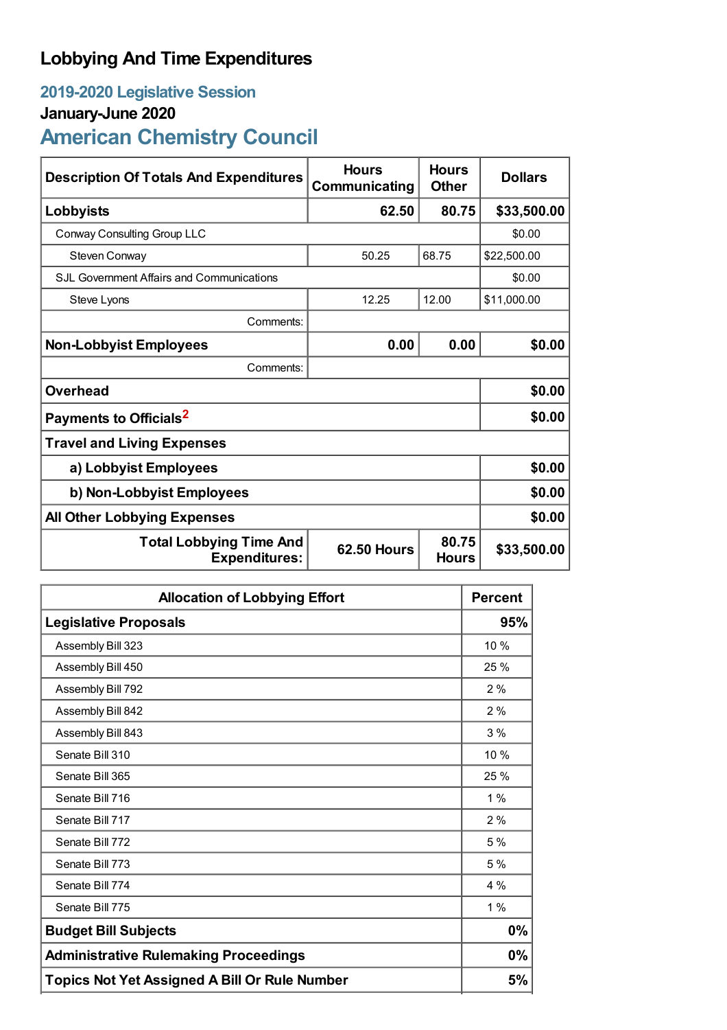# Lobbying And Time Expenditures

## 2019-2020 Legislative Session

### January-June 2020

## American Chemistry Council

| Description Of Totals And Expenditures | Hours Communicating | Hours Other | Dollars |
|---|---|---|---|
| **Lobbyists** | **62.50** | **80.75** | **$33,500.00** |
| Conway Consulting Group LLC | | | $0.00 |
| Steven Conway | 50.25 | 68.75 | $22,500.00 |
| SJL Government Affairs and Communications | | | $0.00 |
| Steve Lyons | 12.25 | 12.00 | $11,000.00 |
| Comments: | | | |
| **Non-Lobbyist Employees** | **0.00** | **0.00** | **$0.00** |
| Comments: | | | |
| **Overhead** | | | **$0.00** |
| **Payments to Officials**[2] | | | **$0.00** |
| **Travel and Living Expenses** | | | |
| **a) Lobbyist Employees** | | | **$0.00** |
| **b) Non-Lobbyist Employees** | | | **$0.00** |
| **All Other Lobbying Expenses** | | | **$0.00** |
| **Total Lobbying Time And Expenditures:** | **62.50 Hours** | **80.75 Hours** | **$33,500.00** |

| Allocation of Lobbying Effort | Percent |
|---|---|
| **Legislative Proposals** | **95%** |
| Assembly Bill 323 | 10 % |
| Assembly Bill 450 | 25 % |
| Assembly Bill 792 | 2 % |
| Assembly Bill 842 | 2 % |
| Assembly Bill 843 | 3 % |
| Senate Bill 310 | 10 % |
| Senate Bill 365 | 25 % |
| Senate Bill 716 | 1 % |
| Senate Bill 717 | 2 % |
| Senate Bill 772 | 5 % |
| Senate Bill 773 | 5 % |
| Senate Bill 774 | 4 % |
| Senate Bill 775 | 1 % |
| **Budget Bill Subjects** | **0%** |
| **Administrative Rulemaking Proceedings** | **0%** |
| **Topics Not Yet Assigned A Bill Or Rule Number** | **5%** |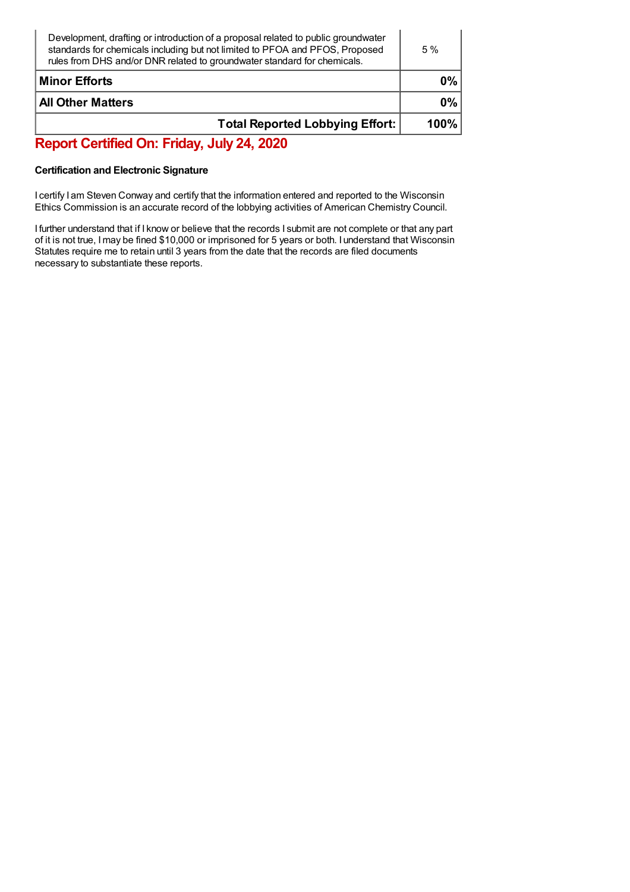| | |
|---|---|
| Development, drafting or introduction of a proposal related to public groundwater standards for chemicals including but not limited to PFOA and PFOS, Proposed rules from DHS and/or DNR related to groundwater standard for chemicals. | 5 % |
| **Minor Efforts** | **0%** |
| **All Other Matters** | **0%** |
| **Total Reported Lobbying Effort:** | **100%** |

## Report Certified On: Friday, July 24, 2020

**Certification and Electronic Signature**

I certify I am Steven Conway and certify that the information entered and reported to the Wisconsin Ethics Commission is an accurate record of the lobbying activities of American Chemistry Council.

I further understand that if I know or believe that the records I submit are not complete or that any part of it is not true, I may be fined $10,000 or imprisoned for 5 years or both. I understand that Wisconsin Statutes require me to retain until 3 years from the date that the records are filed documents necessary to substantiate these reports.